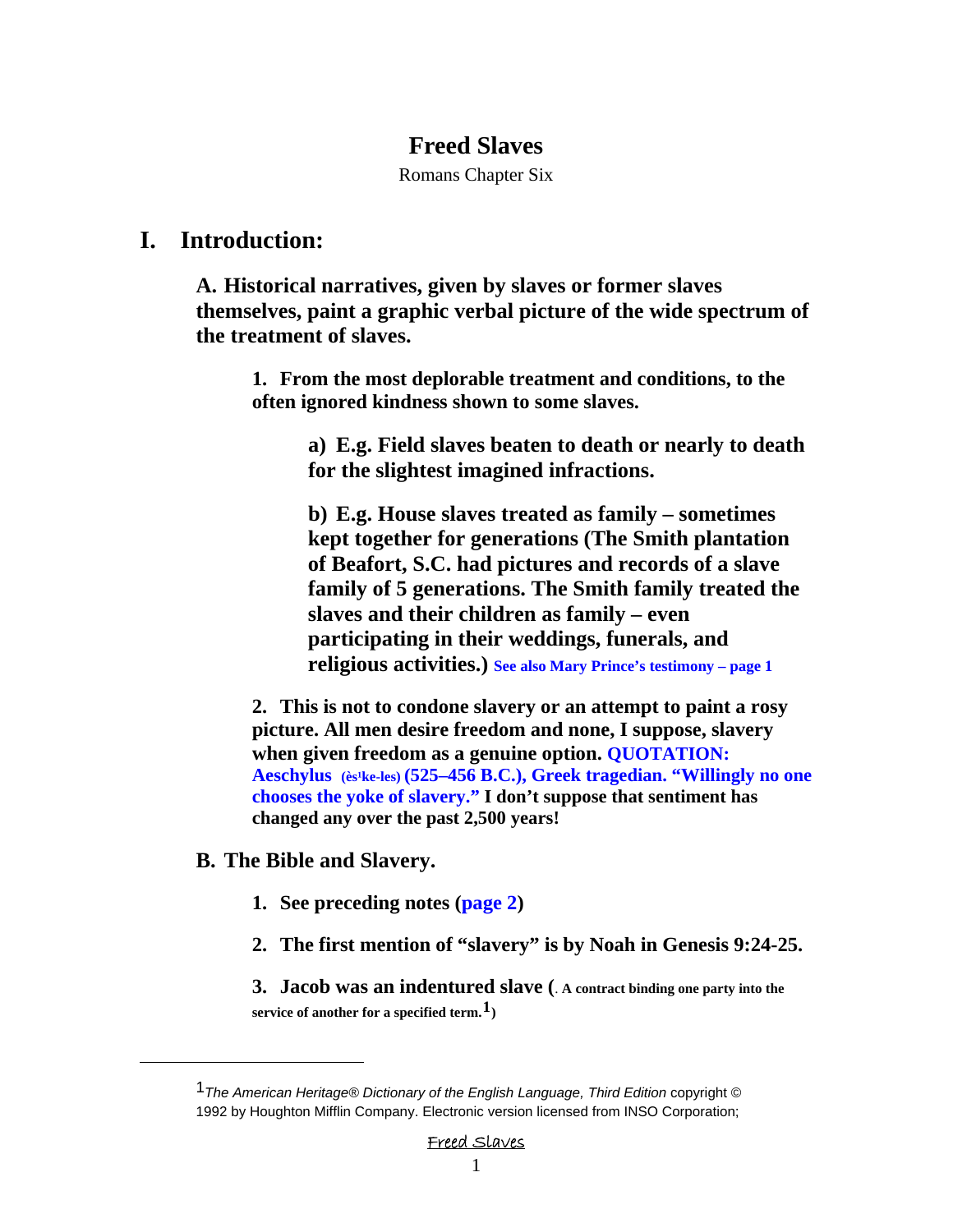# Freed Slaves

Romans Chapter Six

## I. Introduction:

**A. Historical narratives, given by slaves or former slaves themselves, paint a graphic verbal picture of the wide spectrum of the treatment of slaves.**

**1. From the most deplorable treatment and conditions, to the often ignored kindness shown to some slaves.**

**a) E.g. Field slaves beaten to death or nearly to death for the slightest imagined infractions.**

**b) E.g. House slaves treated as family – sometimes kept together for generations (The Smith plantation of Beafort, S.C. had pictures and records of a slave family of 5 generations. The Smith family treated the slaves and their children as family – even participating in their weddings, funerals, and religious activities.)** **See also Mary Prince's testimony – page 1**

**2. This is not to condone slavery or an attempt to paint a rosy picture. All men desire freedom and none, I suppose, slavery when given freedom as a genuine option. QUOTATION: Aeschylus (ès[1]ke-les) (525–456 B.C.), Greek tragedian. "Willingly no one chooses the yoke of slavery." I don't suppose that sentiment has changed any over the past 2,500 years!**

**B. The Bible and Slavery.**

**1. See preceding notes (page 2)**

**2. The first mention of "slavery" is by Noah in Genesis 9:24-25.**

**3. Jacob was an indentured slave (. A contract binding one party into the service of another for a specified term.[1])**

---

[1] *The American Heritage® Dictionary of the English Language, Third Edition* copyright © 1992 by Houghton Mifflin Company. Electronic version licensed from INSO Corporation;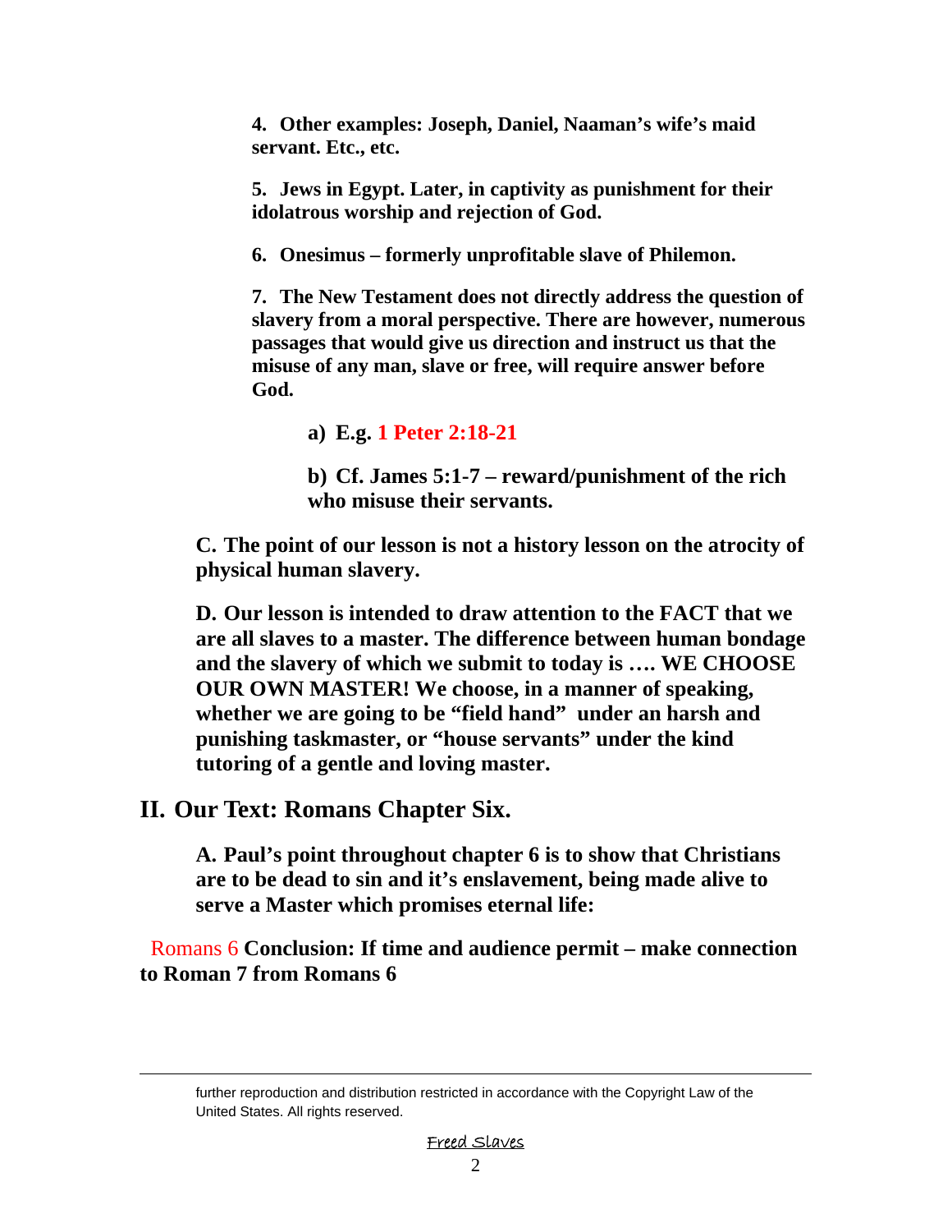**4. Other examples: Joseph, Daniel, Naaman's wife's maid servant. Etc., etc.**

**5. Jews in Egypt. Later, in captivity as punishment for their idolatrous worship and rejection of God.**

**6. Onesimus – formerly unprofitable slave of Philemon.**

**7. The New Testament does not directly address the question of slavery from a moral perspective. There are however, numerous passages that would give us direction and instruct us that the misuse of any man, slave or free, will require answer before God.**

**a) E.g. 1 Peter 2:18-21**

**b) Cf. James 5:1-7 – reward/punishment of the rich who misuse their servants.**

**C. The point of our lesson is not a history lesson on the atrocity of physical human slavery.**

**D. Our lesson is intended to draw attention to the FACT that we are all slaves to a master. The difference between human bondage and the slavery of which we submit to today is …. WE CHOOSE OUR OWN MASTER! We choose, in a manner of speaking, whether we are going to be "field hand" under an harsh and punishing taskmaster, or "house servants" under the kind tutoring of a gentle and loving master.**

## II. Our Text: Romans Chapter Six.

**A. Paul's point throughout chapter 6 is to show that Christians are to be dead to sin and it's enslavement, being made alive to serve a Master which promises eternal life:**

Romans 6 **Conclusion: If time and audience permit – make connection to Roman 7 from Romans 6**

further reproduction and distribution restricted in accordance with the Copyright Law of the United States. All rights reserved.